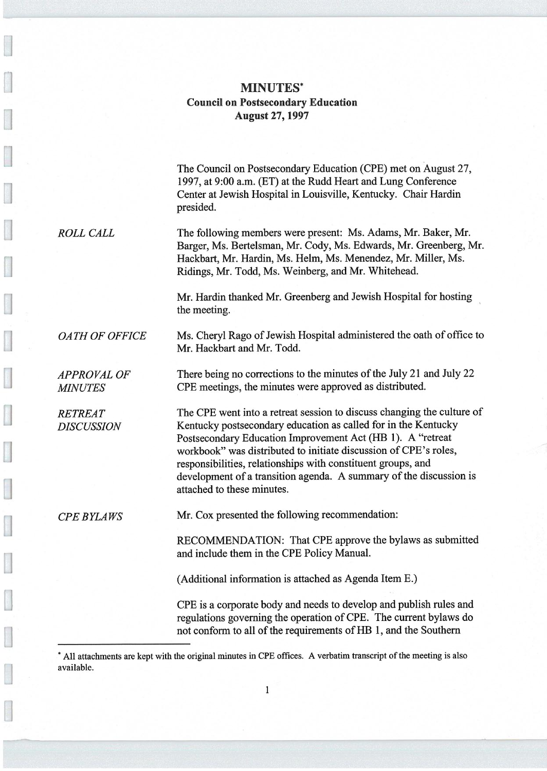# MINUTES*

## Council on Postsecondary Education
## August 27, 1997

The Council on Postsecondary Education (CPE) met on August 27, 1997, at 9:00 a.m. (ET) at the Rudd Heart and Lung Conference Center at Jewish Hospital in Louisville, Kentucky. Chair Hardin presided.

*ROLL CALL*

The following members were present: Ms. Adams, Mr. Baker, Mr. Barger, Ms. Bertelsman, Mr. Cody, Ms. Edwards, Mr. Greenberg, Mr. Hackbart, Mr. Hardin, Ms. Helm, Ms. Menendez, Mr. Miller, Ms. Ridings, Mr. Todd, Ms. Weinberg, and Mr. Whitehead.

Mr. Hardin thanked Mr. Greenberg and Jewish Hospital for hosting the meeting.

*OATH OF OFFICE*

Ms. Cheryl Rago of Jewish Hospital administered the oath of office to Mr. Hackbart and Mr. Todd.

*APPROVAL OF MINUTES*

There being no corrections to the minutes of the July 21 and July 22 CPE meetings, the minutes were approved as distributed.

*RETREAT DISCUSSION*

The CPE went into a retreat session to discuss changing the culture of Kentucky postsecondary education as called for in the Kentucky Postsecondary Education Improvement Act (HB 1). A "retreat workbook" was distributed to initiate discussion of CPE's roles, responsibilities, relationships with constituent groups, and development of a transition agenda. A summary of the discussion is attached to these minutes.

*CPE BYLAWS*

Mr. Cox presented the following recommendation:

RECOMMENDATION: That CPE approve the bylaws as submitted and include them in the CPE Policy Manual.

(Additional information is attached as Agenda Item E.)

CPE is a corporate body and needs to develop and publish rules and regulations governing the operation of CPE. The current bylaws do not conform to all of the requirements of HB 1, and the Southern

---

* All attachments are kept with the original minutes in CPE offices. A verbatim transcript of the meeting is also available.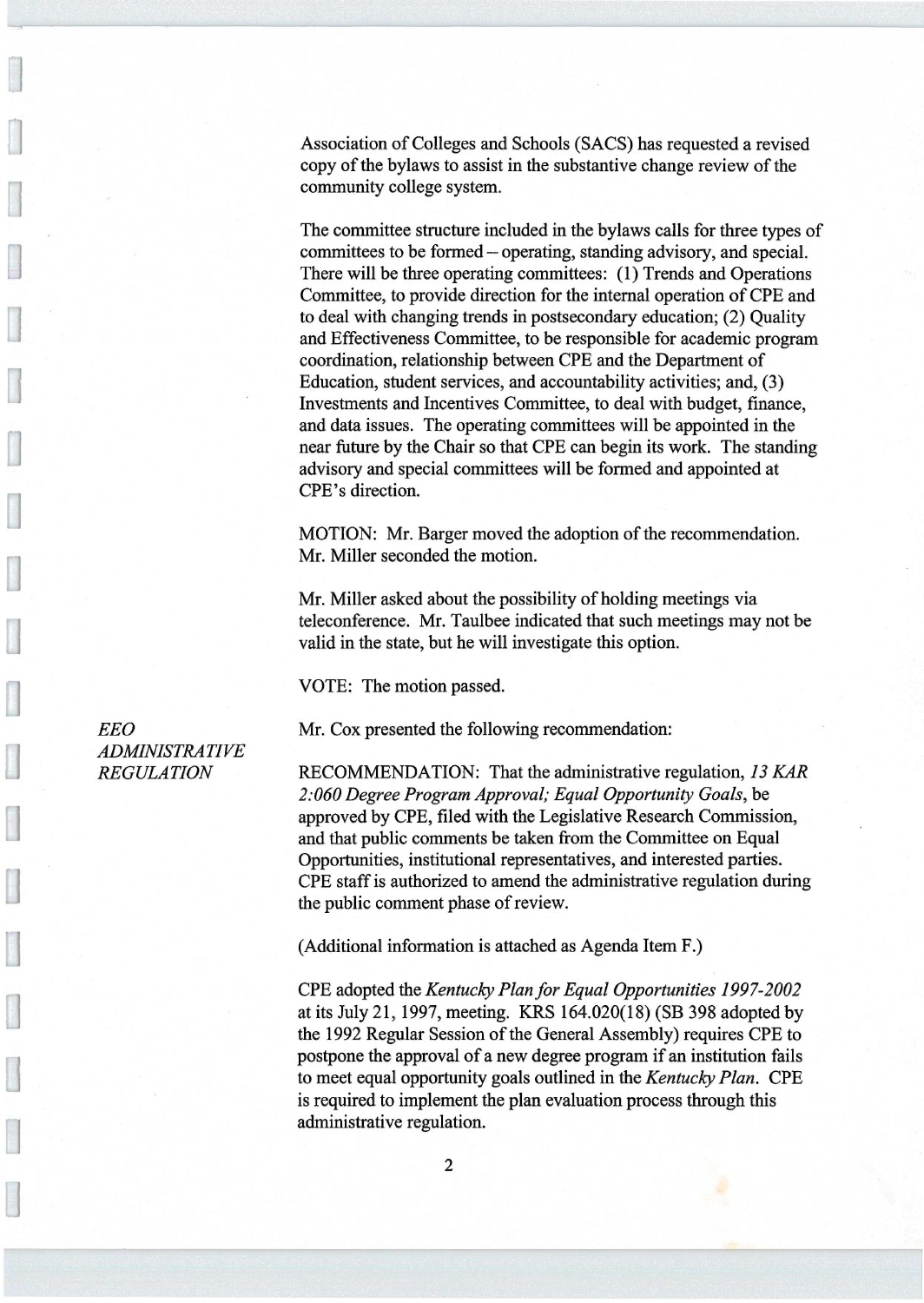Association of Colleges and Schools (SACS) has requested a revised copy of the bylaws to assist in the substantive change review of the community college system.

The committee structure included in the bylaws calls for three types of committees to be formed – operating, standing advisory, and special. There will be three operating committees: (1) Trends and Operations Committee, to provide direction for the internal operation of CPE and to deal with changing trends in postsecondary education; (2) Quality and Effectiveness Committee, to be responsible for academic program coordination, relationship between CPE and the Department of Education, student services, and accountability activities; and, (3) Investments and Incentives Committee, to deal with budget, finance, and data issues. The operating committees will be appointed in the near future by the Chair so that CPE can begin its work. The standing advisory and special committees will be formed and appointed at CPE's direction.

MOTION: Mr. Barger moved the adoption of the recommendation. Mr. Miller seconded the motion.

Mr. Miller asked about the possibility of holding meetings via teleconference. Mr. Taulbee indicated that such meetings may not be valid in the state, but he will investigate this option.

VOTE: The motion passed.

*EEO ADMINISTRATIVE REGULATION*

Mr. Cox presented the following recommendation:

RECOMMENDATION: That the administrative regulation, *13 KAR 2:060 Degree Program Approval; Equal Opportunity Goals*, be approved by CPE, filed with the Legislative Research Commission, and that public comments be taken from the Committee on Equal Opportunities, institutional representatives, and interested parties. CPE staff is authorized to amend the administrative regulation during the public comment phase of review.

(Additional information is attached as Agenda Item F.)

CPE adopted the *Kentucky Plan for Equal Opportunities 1997-2002* at its July 21, 1997, meeting. KRS 164.020(18) (SB 398 adopted by the 1992 Regular Session of the General Assembly) requires CPE to postpone the approval of a new degree program if an institution fails to meet equal opportunity goals outlined in the *Kentucky Plan*. CPE is required to implement the plan evaluation process through this administrative regulation.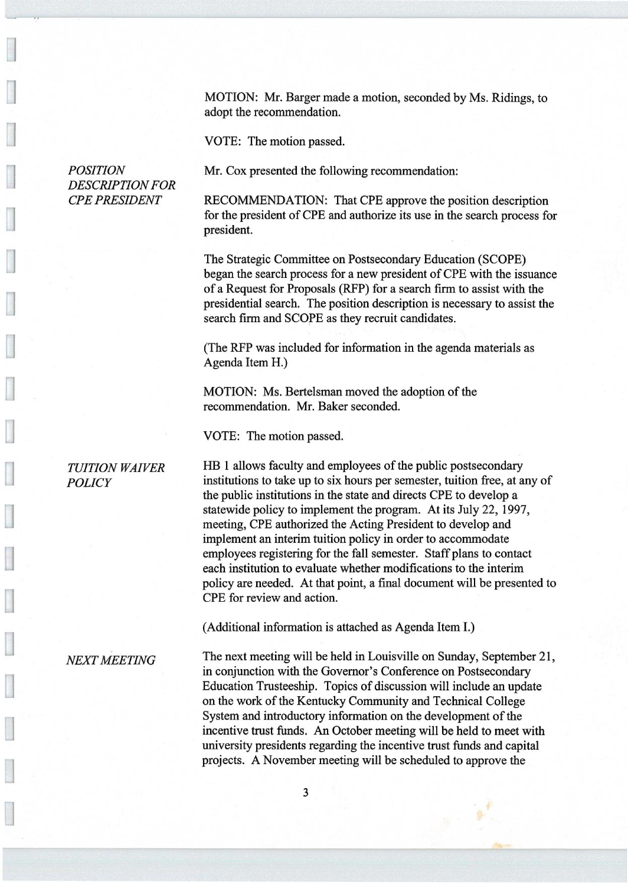MOTION: Mr. Barger made a motion, seconded by Ms. Ridings, to adopt the recommendation.

VOTE: The motion passed.

*POSITION DESCRIPTION FOR CPE PRESIDENT*

Mr. Cox presented the following recommendation:

RECOMMENDATION: That CPE approve the position description for the president of CPE and authorize its use in the search process for president.

The Strategic Committee on Postsecondary Education (SCOPE) began the search process for a new president of CPE with the issuance of a Request for Proposals (RFP) for a search firm to assist with the presidential search. The position description is necessary to assist the search firm and SCOPE as they recruit candidates.

(The RFP was included for information in the agenda materials as Agenda Item H.)

MOTION: Ms. Bertelsman moved the adoption of the recommendation. Mr. Baker seconded.

VOTE: The motion passed.

*TUITION WAIVER POLICY*

HB 1 allows faculty and employees of the public postsecondary institutions to take up to six hours per semester, tuition free, at any of the public institutions in the state and directs CPE to develop a statewide policy to implement the program. At its July 22, 1997, meeting, CPE authorized the Acting President to develop and implement an interim tuition policy in order to accommodate employees registering for the fall semester. Staff plans to contact each institution to evaluate whether modifications to the interim policy are needed. At that point, a final document will be presented to CPE for review and action.

(Additional information is attached as Agenda Item I.)

*NEXT MEETING*

The next meeting will be held in Louisville on Sunday, September 21, in conjunction with the Governor's Conference on Postsecondary Education Trusteeship. Topics of discussion will include an update on the work of the Kentucky Community and Technical College System and introductory information on the development of the incentive trust funds. An October meeting will be held to meet with university presidents regarding the incentive trust funds and capital projects. A November meeting will be scheduled to approve the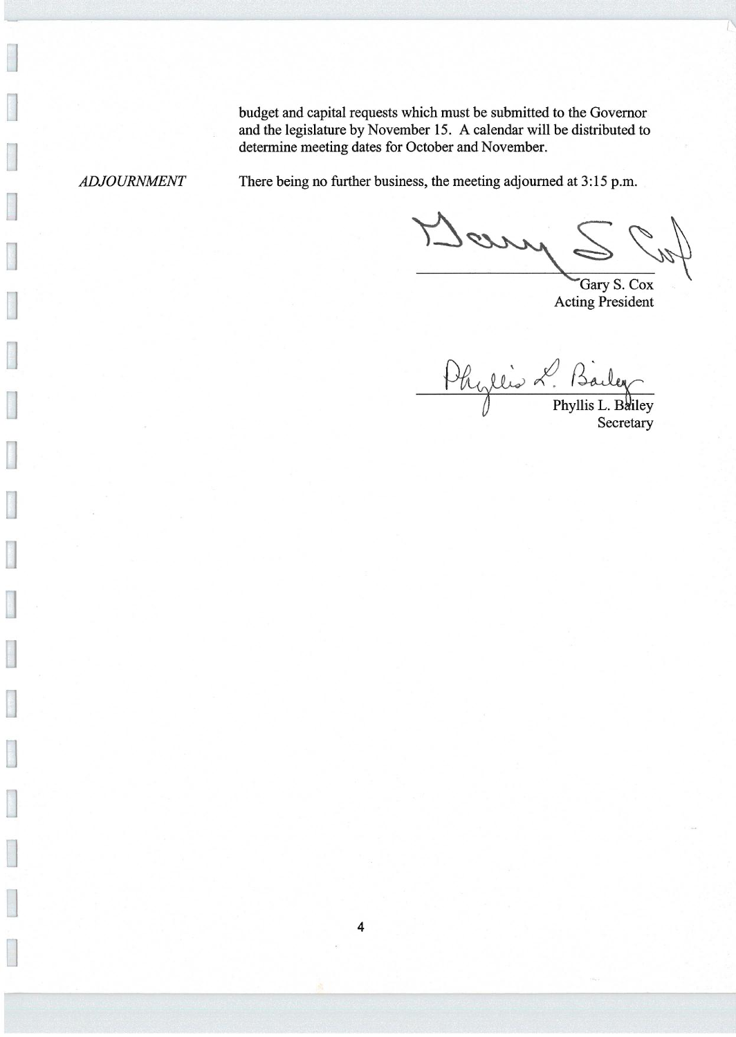budget and capital requests which must be submitted to the Governor and the legislature by November 15. A calendar will be distributed to determine meeting dates for October and November.

*ADJOURNMENT*

There being no further business, the meeting adjourned at 3:15 p.m.

Gary S. Cox
Acting President

Phyllis L. Bailey
Secretary